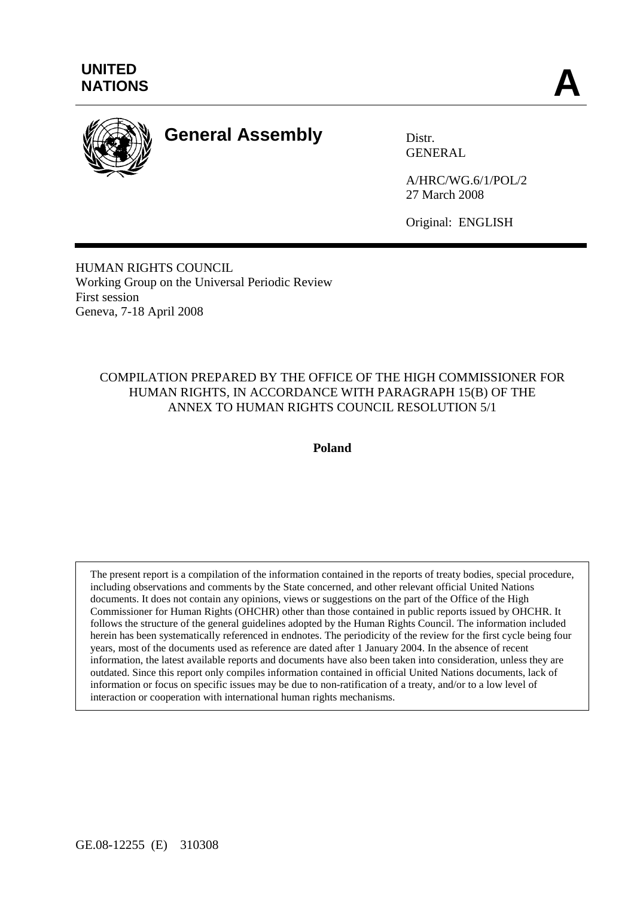UNITED NATIONS

**A**

# General Assembly

Distr.
GENERAL

A/HRC/WG.6/1/POL/2
27 March 2008

Original: ENGLISH

HUMAN RIGHTS COUNCIL
Working Group on the Universal Periodic Review
First session
Geneva, 7-18 April 2008

## COMPILATION PREPARED BY THE OFFICE OF THE HIGH COMMISSIONER FOR HUMAN RIGHTS, IN ACCORDANCE WITH PARAGRAPH 15(B) OF THE ANNEX TO HUMAN RIGHTS COUNCIL RESOLUTION 5/1

**Poland**

The present report is a compilation of the information contained in the reports of treaty bodies, special procedure, including observations and comments by the State concerned, and other relevant official United Nations documents. It does not contain any opinions, views or suggestions on the part of the Office of the High Commissioner for Human Rights (OHCHR) other than those contained in public reports issued by OHCHR. It follows the structure of the general guidelines adopted by the Human Rights Council. The information included herein has been systematically referenced in endnotes. The periodicity of the review for the first cycle being four years, most of the documents used as reference are dated after 1 January 2004. In the absence of recent information, the latest available reports and documents have also been taken into consideration, unless they are outdated. Since this report only compiles information contained in official United Nations documents, lack of information or focus on specific issues may be due to non-ratification of a treaty, and/or to a low level of interaction or cooperation with international human rights mechanisms.

GE.08-12255 (E) 310308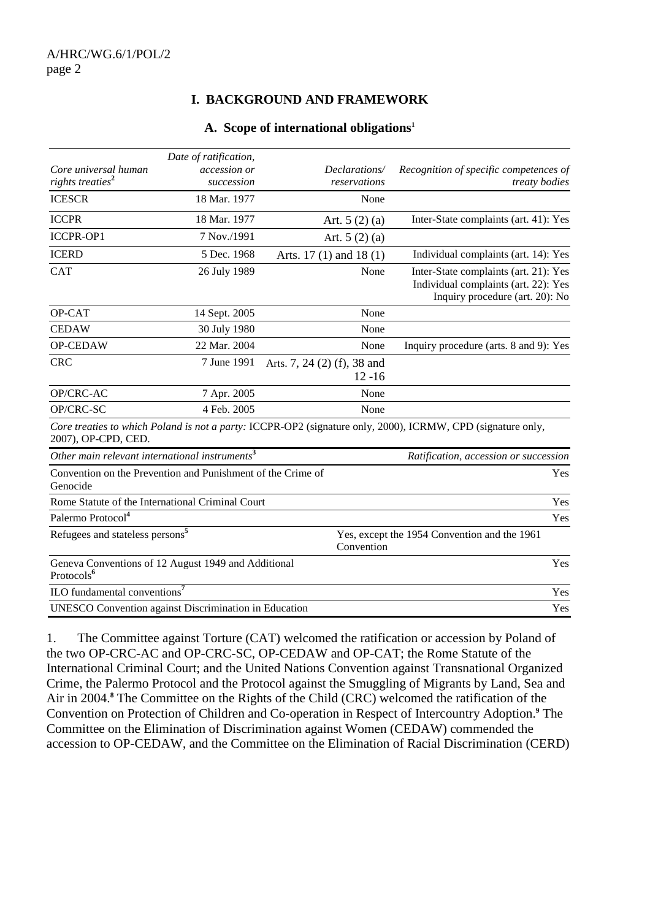## I. BACKGROUND AND FRAMEWORK

### A. Scope of international obligations[1]

| *Core universal human rights treaties*[2] | *Date of ratification, accession or succession* | *Declarations/ reservations* | *Recognition of specific competences of treaty bodies* |
|---|---|---|---|
| ICESCR | 18 Mar. 1977 | None | |
| ICCPR | 18 Mar. 1977 | Art. 5 (2) (a) | Inter-State complaints (art. 41): Yes |
| ICCPR-OP1 | 7 Nov./1991 | Art. 5 (2) (a) | |
| ICERD | 5 Dec. 1968 | Arts. 17 (1) and 18 (1) | Individual complaints (art. 14): Yes |
| CAT | 26 July 1989 | None | Inter-State complaints (art. 21): Yes<br>Individual complaints (art. 22): Yes<br>Inquiry procedure (art. 20): No |
| OP-CAT | 14 Sept. 2005 | None | |
| CEDAW | 30 July 1980 | None | |
| OP-CEDAW | 22 Mar. 2004 | None | Inquiry procedure (arts. 8 and 9): Yes |
| CRC | 7 June 1991 | Arts. 7, 24 (2) (f), 38 and 12 -16 | |
| OP/CRC-AC | 7 Apr. 2005 | None | |
| OP/CRC-SC | 4 Feb. 2005 | None | |

*Core treaties to which Poland is not a party:* ICCPR-OP2 (signature only, 2000), ICRMW, CPD (signature only, 2007), OP-CPD, CED.

| *Other main relevant international instruments*[3] | *Ratification, accession or succession* |
|---|---|
| Convention on the Prevention and Punishment of the Crime of Genocide | Yes |
| Rome Statute of the International Criminal Court | Yes |
| Palermo Protocol[4] | Yes |
| Refugees and stateless persons[5] | Yes, except the 1954 Convention and the 1961 Convention |
| Geneva Conventions of 12 August 1949 and Additional Protocols[6] | Yes |
| ILO fundamental conventions[7] | Yes |
| UNESCO Convention against Discrimination in Education | Yes |

1. The Committee against Torture (CAT) welcomed the ratification or accession by Poland of the two OP-CRC-AC and OP-CRC-SC, OP-CEDAW and OP-CAT; the Rome Statute of the International Criminal Court; and the United Nations Convention against Transnational Organized Crime, the Palermo Protocol and the Protocol against the Smuggling of Migrants by Land, Sea and Air in 2004.[8] The Committee on the Rights of the Child (CRC) welcomed the ratification of the Convention on Protection of Children and Co-operation in Respect of Intercountry Adoption.[9] The Committee on the Elimination of Discrimination against Women (CEDAW) commended the accession to OP-CEDAW, and the Committee on the Elimination of Racial Discrimination (CERD)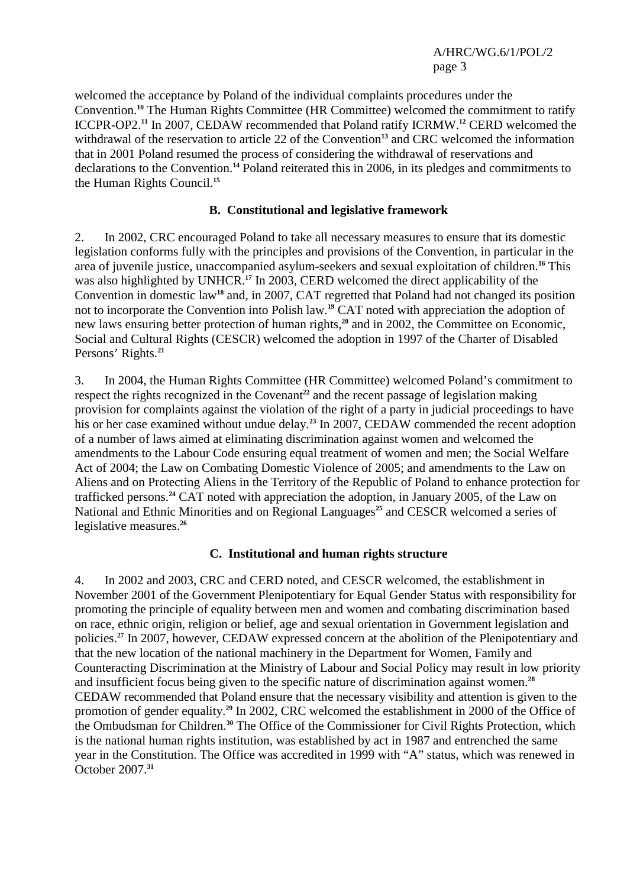welcomed the acceptance by Poland of the individual complaints procedures under the Convention.[10] The Human Rights Committee (HR Committee) welcomed the commitment to ratify ICCPR-OP2.[11] In 2007, CEDAW recommended that Poland ratify ICRMW.[12] CERD welcomed the withdrawal of the reservation to article 22 of the Convention[13] and CRC welcomed the information that in 2001 Poland resumed the process of considering the withdrawal of reservations and declarations to the Convention.[14] Poland reiterated this in 2006, in its pledges and commitments to the Human Rights Council.[15]

### B. Constitutional and legislative framework

2. In 2002, CRC encouraged Poland to take all necessary measures to ensure that its domestic legislation conforms fully with the principles and provisions of the Convention, in particular in the area of juvenile justice, unaccompanied asylum-seekers and sexual exploitation of children.[16] This was also highlighted by UNHCR.[17] In 2003, CERD welcomed the direct applicability of the Convention in domestic law[18] and, in 2007, CAT regretted that Poland had not changed its position not to incorporate the Convention into Polish law.[19] CAT noted with appreciation the adoption of new laws ensuring better protection of human rights,[20] and in 2002, the Committee on Economic, Social and Cultural Rights (CESCR) welcomed the adoption in 1997 of the Charter of Disabled Persons' Rights.[21]

3. In 2004, the Human Rights Committee (HR Committee) welcomed Poland's commitment to respect the rights recognized in the Covenant[22] and the recent passage of legislation making provision for complaints against the violation of the right of a party in judicial proceedings to have his or her case examined without undue delay.[23] In 2007, CEDAW commended the recent adoption of a number of laws aimed at eliminating discrimination against women and welcomed the amendments to the Labour Code ensuring equal treatment of women and men; the Social Welfare Act of 2004; the Law on Combating Domestic Violence of 2005; and amendments to the Law on Aliens and on Protecting Aliens in the Territory of the Republic of Poland to enhance protection for trafficked persons.[24] CAT noted with appreciation the adoption, in January 2005, of the Law on National and Ethnic Minorities and on Regional Languages[25] and CESCR welcomed a series of legislative measures.[26]

### C. Institutional and human rights structure

4. In 2002 and 2003, CRC and CERD noted, and CESCR welcomed, the establishment in November 2001 of the Government Plenipotentiary for Equal Gender Status with responsibility for promoting the principle of equality between men and women and combating discrimination based on race, ethnic origin, religion or belief, age and sexual orientation in Government legislation and policies.[27] In 2007, however, CEDAW expressed concern at the abolition of the Plenipotentiary and that the new location of the national machinery in the Department for Women, Family and Counteracting Discrimination at the Ministry of Labour and Social Policy may result in low priority and insufficient focus being given to the specific nature of discrimination against women.[28] CEDAW recommended that Poland ensure that the necessary visibility and attention is given to the promotion of gender equality.[29] In 2002, CRC welcomed the establishment in 2000 of the Office of the Ombudsman for Children.[30] The Office of the Commissioner for Civil Rights Protection, which is the national human rights institution, was established by act in 1987 and entrenched the same year in the Constitution. The Office was accredited in 1999 with "A" status, which was renewed in October 2007.[31]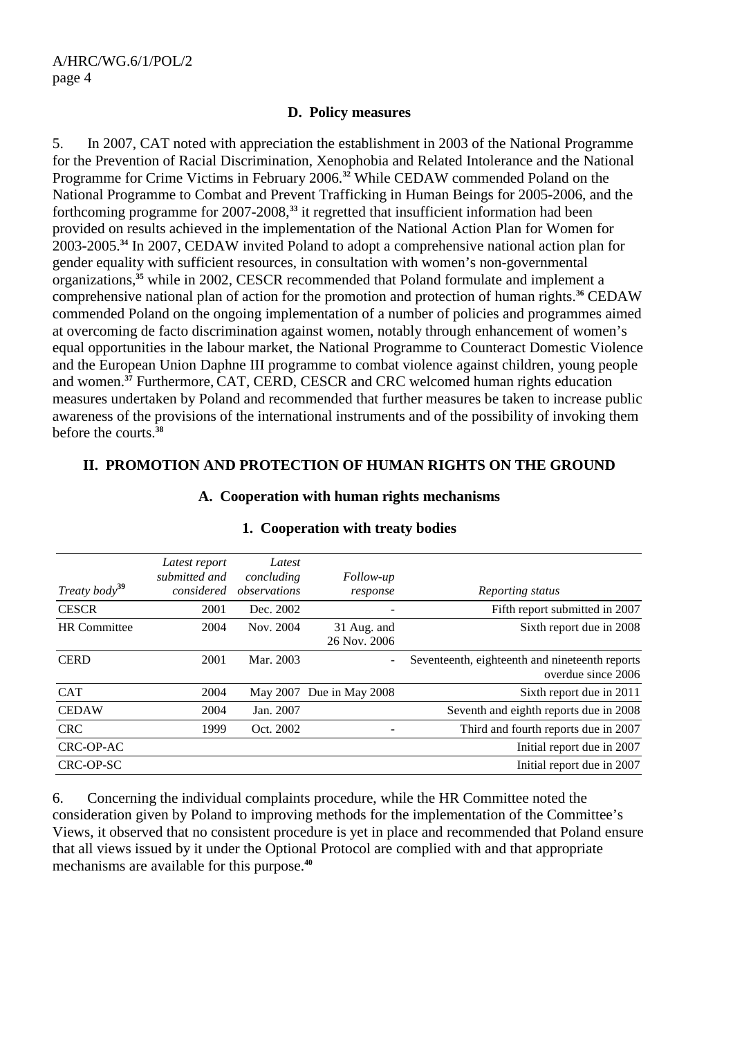### D. Policy measures

5. In 2007, CAT noted with appreciation the establishment in 2003 of the National Programme for the Prevention of Racial Discrimination, Xenophobia and Related Intolerance and the National Programme for Crime Victims in February 2006.[32] While CEDAW commended Poland on the National Programme to Combat and Prevent Trafficking in Human Beings for 2005-2006, and the forthcoming programme for 2007-2008,[33] it regretted that insufficient information had been provided on results achieved in the implementation of the National Action Plan for Women for 2003-2005.[34] In 2007, CEDAW invited Poland to adopt a comprehensive national action plan for gender equality with sufficient resources, in consultation with women's non-governmental organizations,[35] while in 2002, CESCR recommended that Poland formulate and implement a comprehensive national plan of action for the promotion and protection of human rights.[36] CEDAW commended Poland on the ongoing implementation of a number of policies and programmes aimed at overcoming de facto discrimination against women, notably through enhancement of women's equal opportunities in the labour market, the National Programme to Counteract Domestic Violence and the European Union Daphne III programme to combat violence against children, young people and women.[37] Furthermore, CAT, CERD, CESCR and CRC welcomed human rights education measures undertaken by Poland and recommended that further measures be taken to increase public awareness of the provisions of the international instruments and of the possibility of invoking them before the courts.[38]

## II. PROMOTION AND PROTECTION OF HUMAN RIGHTS ON THE GROUND

### A. Cooperation with human rights mechanisms

#### 1. Cooperation with treaty bodies

| *Treaty body*[39] | *Latest report submitted and considered* | *Latest concluding observations* | *Follow-up response* | *Reporting status* |
|---|---|---|---|---|
| CESCR | 2001 | Dec. 2002 | - | Fifth report submitted in 2007 |
| HR Committee | 2004 | Nov. 2004 | 31 Aug. and 26 Nov. 2006 | Sixth report due in 2008 |
| CERD | 2001 | Mar. 2003 | - | Seventeenth, eighteenth and nineteenth reports overdue since 2006 |
| CAT | 2004 | May 2007 | Due in May 2008 | Sixth report due in 2011 |
| CEDAW | 2004 | Jan. 2007 | | Seventh and eighth reports due in 2008 |
| CRC | 1999 | Oct. 2002 | - | Third and fourth reports due in 2007 |
| CRC-OP-AC | | | | Initial report due in 2007 |
| CRC-OP-SC | | | | Initial report due in 2007 |

6. Concerning the individual complaints procedure, while the HR Committee noted the consideration given by Poland to improving methods for the implementation of the Committee's Views, it observed that no consistent procedure is yet in place and recommended that Poland ensure that all views issued by it under the Optional Protocol are complied with and that appropriate mechanisms are available for this purpose.[40]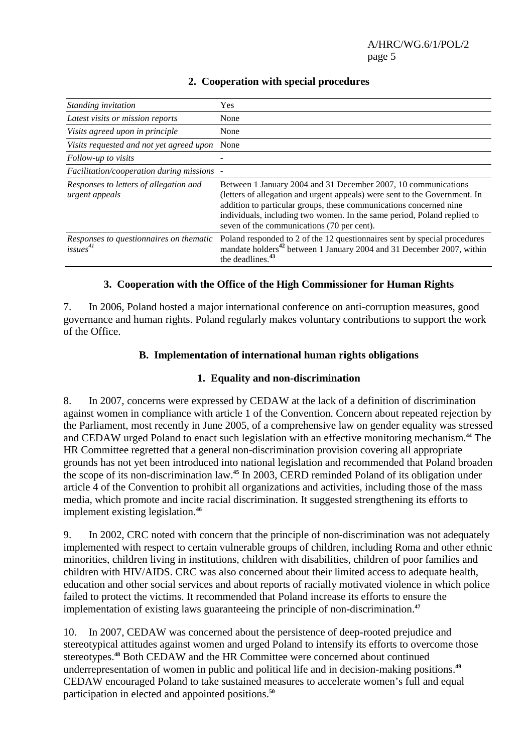### 2. Cooperation with special procedures

| | |
|---|---|
| *Standing invitation* | Yes |
| *Latest visits or mission reports* | None |
| *Visits agreed upon in principle* | None |
| *Visits requested and not yet agreed upon* | None |
| *Follow-up to visits* | - |
| *Facilitation/cooperation during missions* | - |
| *Responses to letters of allegation and urgent appeals* | Between 1 January 2004 and 31 December 2007, 10 communications (letters of allegation and urgent appeals) were sent to the Government. In addition to particular groups, these communications concerned nine individuals, including two women. In the same period, Poland replied to seven of the communications (70 per cent). |
| *Responses to questionnaires on thematic issues*[41] | Poland responded to 2 of the 12 questionnaires sent by special procedures mandate holders[42] between 1 January 2004 and 31 December 2007, within the deadlines.[43] |

### 3. Cooperation with the Office of the High Commissioner for Human Rights

7. In 2006, Poland hosted a major international conference on anti-corruption measures, good governance and human rights. Poland regularly makes voluntary contributions to support the work of the Office.

## B. Implementation of international human rights obligations

### 1. Equality and non-discrimination

8. In 2007, concerns were expressed by CEDAW at the lack of a definition of discrimination against women in compliance with article 1 of the Convention. Concern about repeated rejection by the Parliament, most recently in June 2005, of a comprehensive law on gender equality was stressed and CEDAW urged Poland to enact such legislation with an effective monitoring mechanism.[44] The HR Committee regretted that a general non-discrimination provision covering all appropriate grounds has not yet been introduced into national legislation and recommended that Poland broaden the scope of its non-discrimination law.[45] In 2003, CERD reminded Poland of its obligation under article 4 of the Convention to prohibit all organizations and activities, including those of the mass media, which promote and incite racial discrimination. It suggested strengthening its efforts to implement existing legislation.[46]

9. In 2002, CRC noted with concern that the principle of non-discrimination was not adequately implemented with respect to certain vulnerable groups of children, including Roma and other ethnic minorities, children living in institutions, children with disabilities, children of poor families and children with HIV/AIDS. CRC was also concerned about their limited access to adequate health, education and other social services and about reports of racially motivated violence in which police failed to protect the victims. It recommended that Poland increase its efforts to ensure the implementation of existing laws guaranteeing the principle of non-discrimination.[47]

10. In 2007, CEDAW was concerned about the persistence of deep-rooted prejudice and stereotypical attitudes against women and urged Poland to intensify its efforts to overcome those stereotypes.[48] Both CEDAW and the HR Committee were concerned about continued underrepresentation of women in public and political life and in decision-making positions.[49] CEDAW encouraged Poland to take sustained measures to accelerate women's full and equal participation in elected and appointed positions.[50]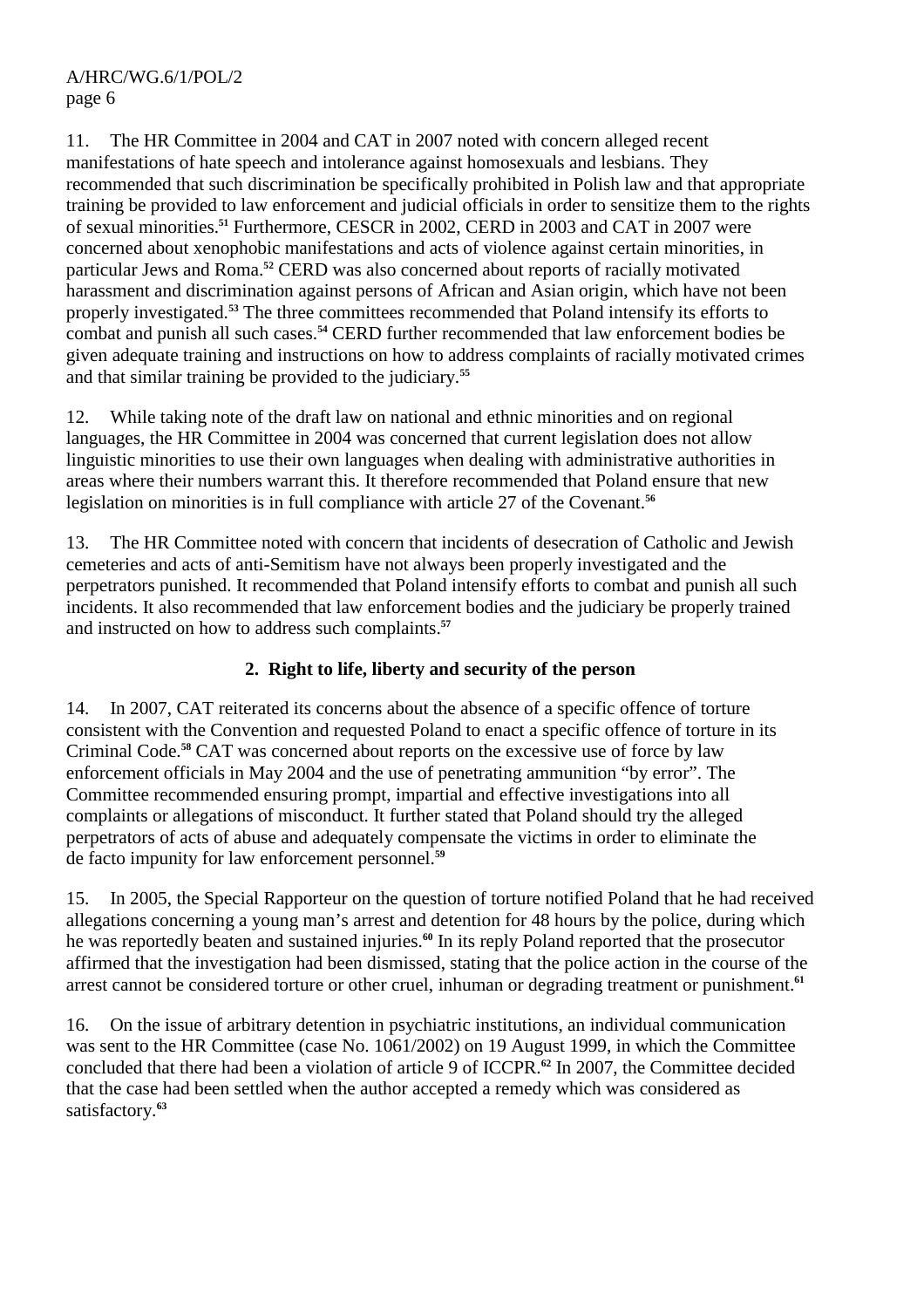11. The HR Committee in 2004 and CAT in 2007 noted with concern alleged recent manifestations of hate speech and intolerance against homosexuals and lesbians. They recommended that such discrimination be specifically prohibited in Polish law and that appropriate training be provided to law enforcement and judicial officials in order to sensitize them to the rights of sexual minorities.[51] Furthermore, CESCR in 2002, CERD in 2003 and CAT in 2007 were concerned about xenophobic manifestations and acts of violence against certain minorities, in particular Jews and Roma.[52] CERD was also concerned about reports of racially motivated harassment and discrimination against persons of African and Asian origin, which have not been properly investigated.[53] The three committees recommended that Poland intensify its efforts to combat and punish all such cases.[54] CERD further recommended that law enforcement bodies be given adequate training and instructions on how to address complaints of racially motivated crimes and that similar training be provided to the judiciary.[55]

12. While taking note of the draft law on national and ethnic minorities and on regional languages, the HR Committee in 2004 was concerned that current legislation does not allow linguistic minorities to use their own languages when dealing with administrative authorities in areas where their numbers warrant this. It therefore recommended that Poland ensure that new legislation on minorities is in full compliance with article 27 of the Covenant.[56]

13. The HR Committee noted with concern that incidents of desecration of Catholic and Jewish cemeteries and acts of anti-Semitism have not always been properly investigated and the perpetrators punished. It recommended that Poland intensify efforts to combat and punish all such incidents. It also recommended that law enforcement bodies and the judiciary be properly trained and instructed on how to address such complaints.[57]

## 2. Right to life, liberty and security of the person

14. In 2007, CAT reiterated its concerns about the absence of a specific offence of torture consistent with the Convention and requested Poland to enact a specific offence of torture in its Criminal Code.[58] CAT was concerned about reports on the excessive use of force by law enforcement officials in May 2004 and the use of penetrating ammunition "by error". The Committee recommended ensuring prompt, impartial and effective investigations into all complaints or allegations of misconduct. It further stated that Poland should try the alleged perpetrators of acts of abuse and adequately compensate the victims in order to eliminate the de facto impunity for law enforcement personnel.[59]

15. In 2005, the Special Rapporteur on the question of torture notified Poland that he had received allegations concerning a young man's arrest and detention for 48 hours by the police, during which he was reportedly beaten and sustained injuries.[60] In its reply Poland reported that the prosecutor affirmed that the investigation had been dismissed, stating that the police action in the course of the arrest cannot be considered torture or other cruel, inhuman or degrading treatment or punishment.[61]

16. On the issue of arbitrary detention in psychiatric institutions, an individual communication was sent to the HR Committee (case No. 1061/2002) on 19 August 1999, in which the Committee concluded that there had been a violation of article 9 of ICCPR.[62] In 2007, the Committee decided that the case had been settled when the author accepted a remedy which was considered as satisfactory.[63]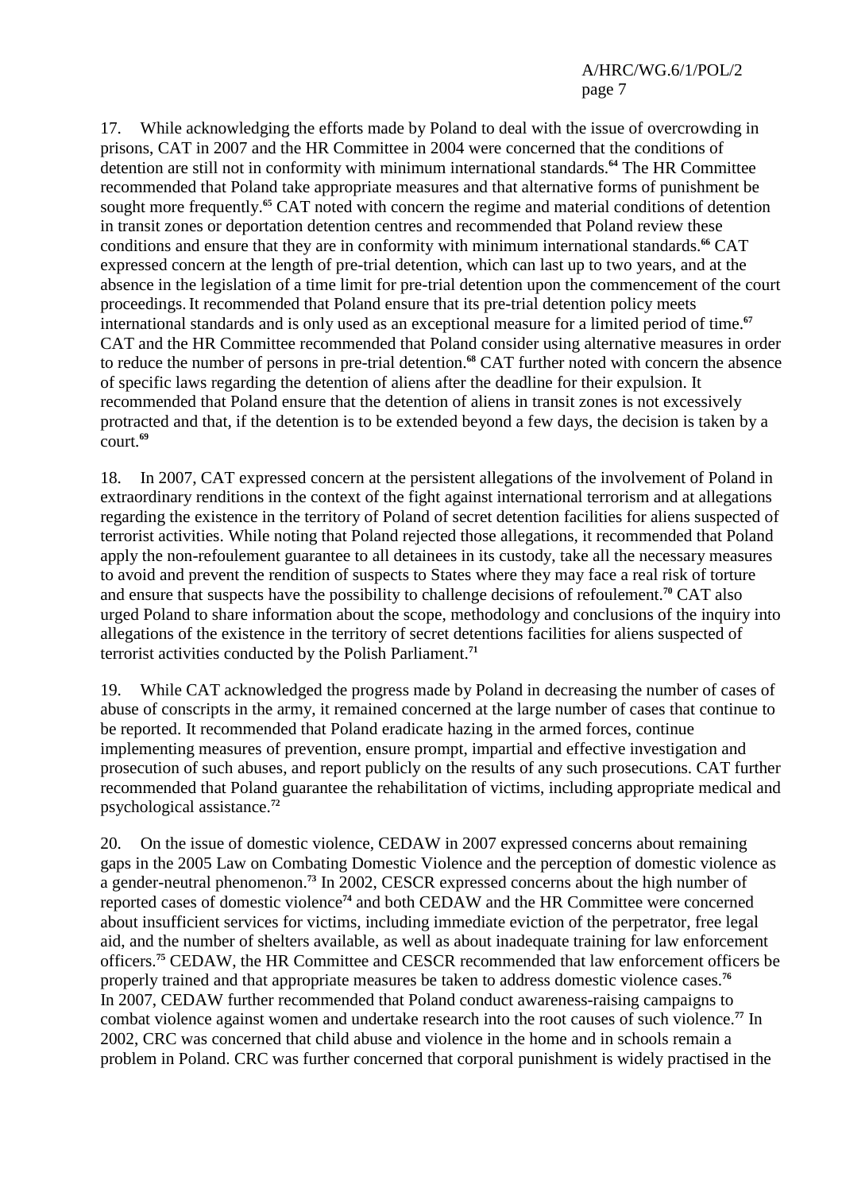17. While acknowledging the efforts made by Poland to deal with the issue of overcrowding in prisons, CAT in 2007 and the HR Committee in 2004 were concerned that the conditions of detention are still not in conformity with minimum international standards.[64] The HR Committee recommended that Poland take appropriate measures and that alternative forms of punishment be sought more frequently.[65] CAT noted with concern the regime and material conditions of detention in transit zones or deportation detention centres and recommended that Poland review these conditions and ensure that they are in conformity with minimum international standards.[66] CAT expressed concern at the length of pre-trial detention, which can last up to two years, and at the absence in the legislation of a time limit for pre-trial detention upon the commencement of the court proceedings. It recommended that Poland ensure that its pre-trial detention policy meets international standards and is only used as an exceptional measure for a limited period of time.[67] CAT and the HR Committee recommended that Poland consider using alternative measures in order to reduce the number of persons in pre-trial detention.[68] CAT further noted with concern the absence of specific laws regarding the detention of aliens after the deadline for their expulsion. It recommended that Poland ensure that the detention of aliens in transit zones is not excessively protracted and that, if the detention is to be extended beyond a few days, the decision is taken by a court.[69]

18. In 2007, CAT expressed concern at the persistent allegations of the involvement of Poland in extraordinary renditions in the context of the fight against international terrorism and at allegations regarding the existence in the territory of Poland of secret detention facilities for aliens suspected of terrorist activities. While noting that Poland rejected those allegations, it recommended that Poland apply the non-refoulement guarantee to all detainees in its custody, take all the necessary measures to avoid and prevent the rendition of suspects to States where they may face a real risk of torture and ensure that suspects have the possibility to challenge decisions of refoulement.[70] CAT also urged Poland to share information about the scope, methodology and conclusions of the inquiry into allegations of the existence in the territory of secret detentions facilities for aliens suspected of terrorist activities conducted by the Polish Parliament.[71]

19. While CAT acknowledged the progress made by Poland in decreasing the number of cases of abuse of conscripts in the army, it remained concerned at the large number of cases that continue to be reported. It recommended that Poland eradicate hazing in the armed forces, continue implementing measures of prevention, ensure prompt, impartial and effective investigation and prosecution of such abuses, and report publicly on the results of any such prosecutions. CAT further recommended that Poland guarantee the rehabilitation of victims, including appropriate medical and psychological assistance.[72]

20. On the issue of domestic violence, CEDAW in 2007 expressed concerns about remaining gaps in the 2005 Law on Combating Domestic Violence and the perception of domestic violence as a gender-neutral phenomenon.[73] In 2002, CESCR expressed concerns about the high number of reported cases of domestic violence[74] and both CEDAW and the HR Committee were concerned about insufficient services for victims, including immediate eviction of the perpetrator, free legal aid, and the number of shelters available, as well as about inadequate training for law enforcement officers.[75] CEDAW, the HR Committee and CESCR recommended that law enforcement officers be properly trained and that appropriate measures be taken to address domestic violence cases.[76] In 2007, CEDAW further recommended that Poland conduct awareness-raising campaigns to combat violence against women and undertake research into the root causes of such violence.[77] In 2002, CRC was concerned that child abuse and violence in the home and in schools remain a problem in Poland. CRC was further concerned that corporal punishment is widely practised in the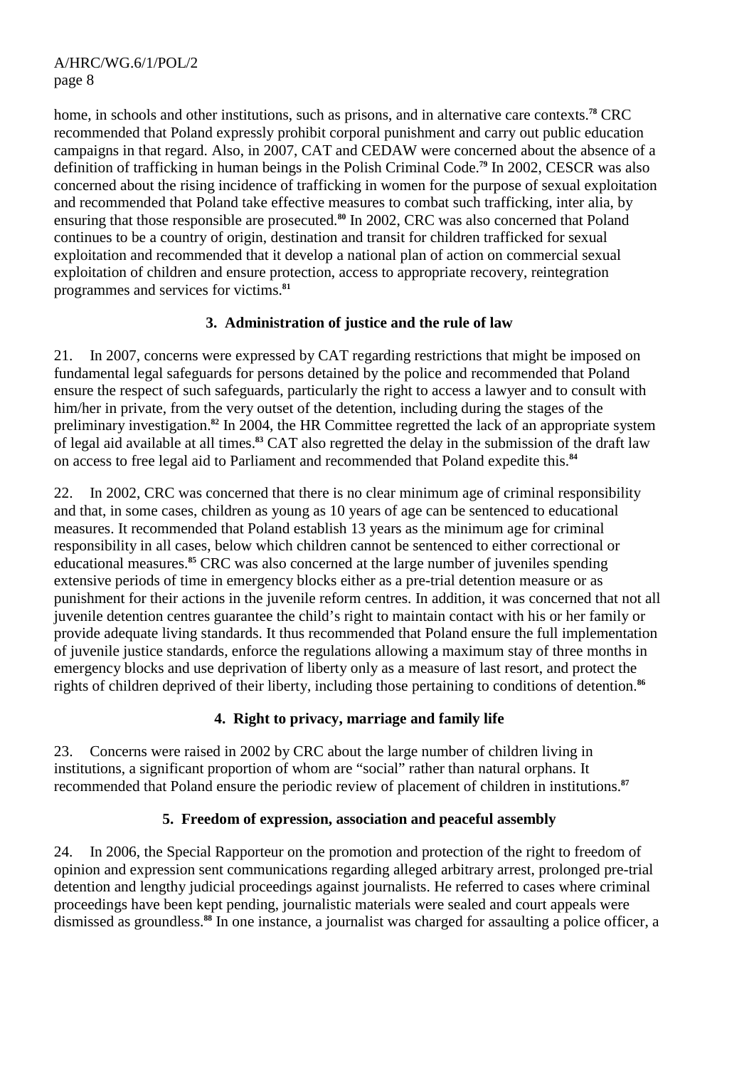home, in schools and other institutions, such as prisons, and in alternative care contexts.[78] CRC recommended that Poland expressly prohibit corporal punishment and carry out public education campaigns in that regard. Also, in 2007, CAT and CEDAW were concerned about the absence of a definition of trafficking in human beings in the Polish Criminal Code.[79] In 2002, CESCR was also concerned about the rising incidence of trafficking in women for the purpose of sexual exploitation and recommended that Poland take effective measures to combat such trafficking, inter alia, by ensuring that those responsible are prosecuted.[80] In 2002, CRC was also concerned that Poland continues to be a country of origin, destination and transit for children trafficked for sexual exploitation and recommended that it develop a national plan of action on commercial sexual exploitation of children and ensure protection, access to appropriate recovery, reintegration programmes and services for victims.[81]

### 3. Administration of justice and the rule of law

21. In 2007, concerns were expressed by CAT regarding restrictions that might be imposed on fundamental legal safeguards for persons detained by the police and recommended that Poland ensure the respect of such safeguards, particularly the right to access a lawyer and to consult with him/her in private, from the very outset of the detention, including during the stages of the preliminary investigation.[82] In 2004, the HR Committee regretted the lack of an appropriate system of legal aid available at all times.[83] CAT also regretted the delay in the submission of the draft law on access to free legal aid to Parliament and recommended that Poland expedite this.[84]

22. In 2002, CRC was concerned that there is no clear minimum age of criminal responsibility and that, in some cases, children as young as 10 years of age can be sentenced to educational measures. It recommended that Poland establish 13 years as the minimum age for criminal responsibility in all cases, below which children cannot be sentenced to either correctional or educational measures.[85] CRC was also concerned at the large number of juveniles spending extensive periods of time in emergency blocks either as a pre-trial detention measure or as punishment for their actions in the juvenile reform centres. In addition, it was concerned that not all juvenile detention centres guarantee the child's right to maintain contact with his or her family or provide adequate living standards. It thus recommended that Poland ensure the full implementation of juvenile justice standards, enforce the regulations allowing a maximum stay of three months in emergency blocks and use deprivation of liberty only as a measure of last resort, and protect the rights of children deprived of their liberty, including those pertaining to conditions of detention.[86]

### 4. Right to privacy, marriage and family life

23. Concerns were raised in 2002 by CRC about the large number of children living in institutions, a significant proportion of whom are "social" rather than natural orphans. It recommended that Poland ensure the periodic review of placement of children in institutions.[87]

### 5. Freedom of expression, association and peaceful assembly

24. In 2006, the Special Rapporteur on the promotion and protection of the right to freedom of opinion and expression sent communications regarding alleged arbitrary arrest, prolonged pre-trial detention and lengthy judicial proceedings against journalists. He referred to cases where criminal proceedings have been kept pending, journalistic materials were sealed and court appeals were dismissed as groundless.[88] In one instance, a journalist was charged for assaulting a police officer, a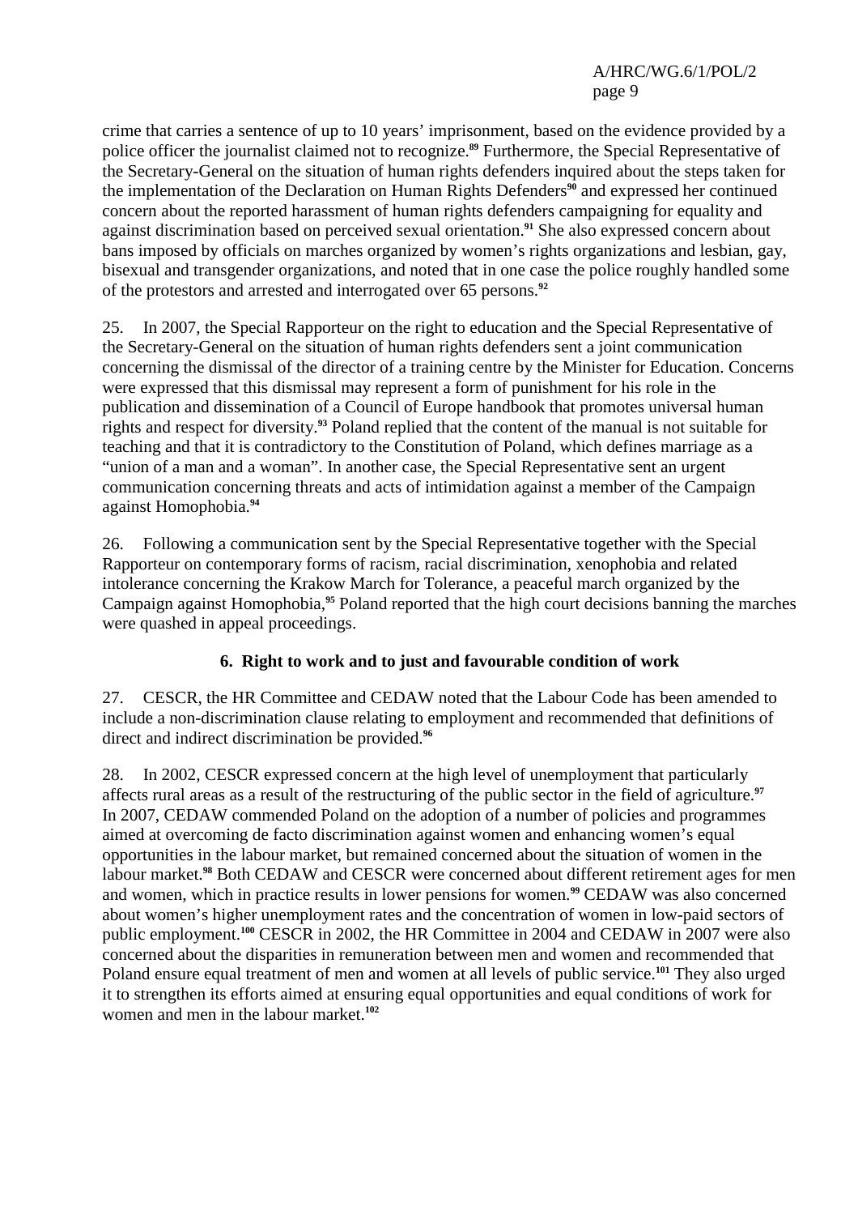crime that carries a sentence of up to 10 years' imprisonment, based on the evidence provided by a police officer the journalist claimed not to recognize.[89] Furthermore, the Special Representative of the Secretary-General on the situation of human rights defenders inquired about the steps taken for the implementation of the Declaration on Human Rights Defenders[90] and expressed her continued concern about the reported harassment of human rights defenders campaigning for equality and against discrimination based on perceived sexual orientation.[91] She also expressed concern about bans imposed by officials on marches organized by women's rights organizations and lesbian, gay, bisexual and transgender organizations, and noted that in one case the police roughly handled some of the protestors and arrested and interrogated over 65 persons.[92]

25. In 2007, the Special Rapporteur on the right to education and the Special Representative of the Secretary-General on the situation of human rights defenders sent a joint communication concerning the dismissal of the director of a training centre by the Minister for Education. Concerns were expressed that this dismissal may represent a form of punishment for his role in the publication and dissemination of a Council of Europe handbook that promotes universal human rights and respect for diversity.[93] Poland replied that the content of the manual is not suitable for teaching and that it is contradictory to the Constitution of Poland, which defines marriage as a "union of a man and a woman". In another case, the Special Representative sent an urgent communication concerning threats and acts of intimidation against a member of the Campaign against Homophobia.[94]

26. Following a communication sent by the Special Representative together with the Special Rapporteur on contemporary forms of racism, racial discrimination, xenophobia and related intolerance concerning the Krakow March for Tolerance, a peaceful march organized by the Campaign against Homophobia,[95] Poland reported that the high court decisions banning the marches were quashed in appeal proceedings.

### 6. Right to work and to just and favourable condition of work

27. CESCR, the HR Committee and CEDAW noted that the Labour Code has been amended to include a non-discrimination clause relating to employment and recommended that definitions of direct and indirect discrimination be provided.[96]

28. In 2002, CESCR expressed concern at the high level of unemployment that particularly affects rural areas as a result of the restructuring of the public sector in the field of agriculture.[97] In 2007, CEDAW commended Poland on the adoption of a number of policies and programmes aimed at overcoming de facto discrimination against women and enhancing women's equal opportunities in the labour market, but remained concerned about the situation of women in the labour market.[98] Both CEDAW and CESCR were concerned about different retirement ages for men and women, which in practice results in lower pensions for women.[99] CEDAW was also concerned about women's higher unemployment rates and the concentration of women in low-paid sectors of public employment.[100] CESCR in 2002, the HR Committee in 2004 and CEDAW in 2007 were also concerned about the disparities in remuneration between men and women and recommended that Poland ensure equal treatment of men and women at all levels of public service.[101] They also urged it to strengthen its efforts aimed at ensuring equal opportunities and equal conditions of work for women and men in the labour market.[102]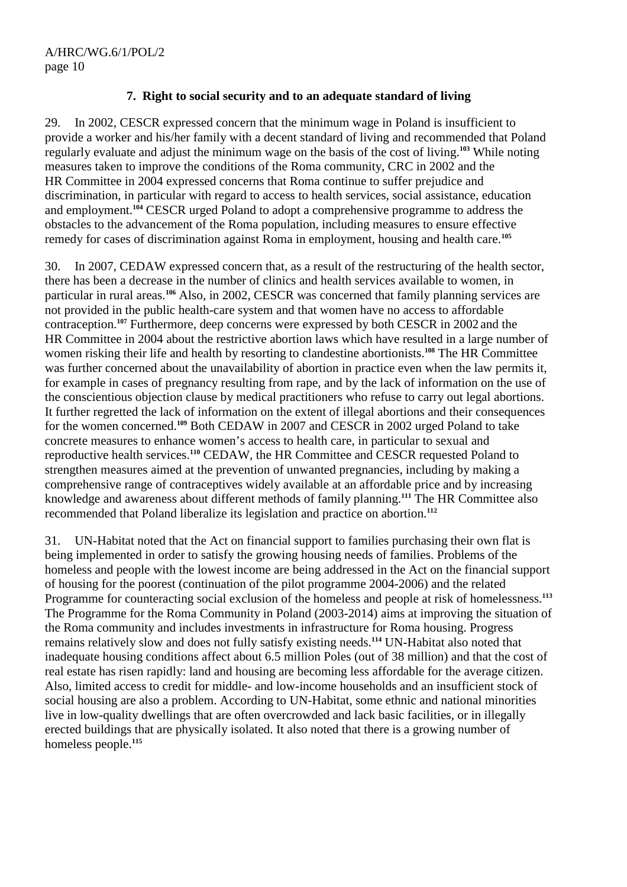### 7. Right to social security and to an adequate standard of living

29. In 2002, CESCR expressed concern that the minimum wage in Poland is insufficient to provide a worker and his/her family with a decent standard of living and recommended that Poland regularly evaluate and adjust the minimum wage on the basis of the cost of living.[103] While noting measures taken to improve the conditions of the Roma community, CRC in 2002 and the HR Committee in 2004 expressed concerns that Roma continue to suffer prejudice and discrimination, in particular with regard to access to health services, social assistance, education and employment.[104] CESCR urged Poland to adopt a comprehensive programme to address the obstacles to the advancement of the Roma population, including measures to ensure effective remedy for cases of discrimination against Roma in employment, housing and health care.[105]

30. In 2007, CEDAW expressed concern that, as a result of the restructuring of the health sector, there has been a decrease in the number of clinics and health services available to women, in particular in rural areas.[106] Also, in 2002, CESCR was concerned that family planning services are not provided in the public health-care system and that women have no access to affordable contraception.[107] Furthermore, deep concerns were expressed by both CESCR in 2002 and the HR Committee in 2004 about the restrictive abortion laws which have resulted in a large number of women risking their life and health by resorting to clandestine abortionists.[108] The HR Committee was further concerned about the unavailability of abortion in practice even when the law permits it, for example in cases of pregnancy resulting from rape, and by the lack of information on the use of the conscientious objection clause by medical practitioners who refuse to carry out legal abortions. It further regretted the lack of information on the extent of illegal abortions and their consequences for the women concerned.[109] Both CEDAW in 2007 and CESCR in 2002 urged Poland to take concrete measures to enhance women's access to health care, in particular to sexual and reproductive health services.[110] CEDAW, the HR Committee and CESCR requested Poland to strengthen measures aimed at the prevention of unwanted pregnancies, including by making a comprehensive range of contraceptives widely available at an affordable price and by increasing knowledge and awareness about different methods of family planning.[111] The HR Committee also recommended that Poland liberalize its legislation and practice on abortion.[112]

31. UN-Habitat noted that the Act on financial support to families purchasing their own flat is being implemented in order to satisfy the growing housing needs of families. Problems of the homeless and people with the lowest income are being addressed in the Act on the financial support of housing for the poorest (continuation of the pilot programme 2004-2006) and the related Programme for counteracting social exclusion of the homeless and people at risk of homelessness.[113] The Programme for the Roma Community in Poland (2003-2014) aims at improving the situation of the Roma community and includes investments in infrastructure for Roma housing. Progress remains relatively slow and does not fully satisfy existing needs.[114] UN-Habitat also noted that inadequate housing conditions affect about 6.5 million Poles (out of 38 million) and that the cost of real estate has risen rapidly: land and housing are becoming less affordable for the average citizen. Also, limited access to credit for middle- and low-income households and an insufficient stock of social housing are also a problem. According to UN-Habitat, some ethnic and national minorities live in low-quality dwellings that are often overcrowded and lack basic facilities, or in illegally erected buildings that are physically isolated. It also noted that there is a growing number of homeless people.[115]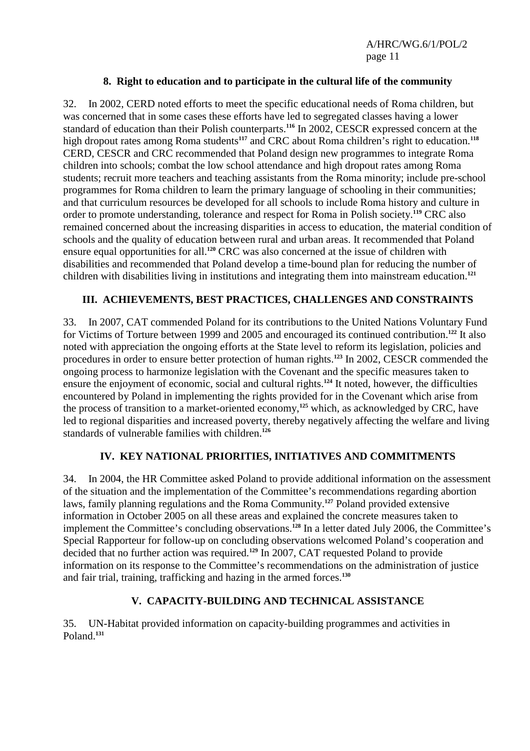### 8. Right to education and to participate in the cultural life of the community

32. In 2002, CERD noted efforts to meet the specific educational needs of Roma children, but was concerned that in some cases these efforts have led to segregated classes having a lower standard of education than their Polish counterparts.[116] In 2002, CESCR expressed concern at the high dropout rates among Roma students[117] and CRC about Roma children's right to education.[118] CERD, CESCR and CRC recommended that Poland design new programmes to integrate Roma children into schools; combat the low school attendance and high dropout rates among Roma students; recruit more teachers and teaching assistants from the Roma minority; include pre-school programmes for Roma children to learn the primary language of schooling in their communities; and that curriculum resources be developed for all schools to include Roma history and culture in order to promote understanding, tolerance and respect for Roma in Polish society.[119] CRC also remained concerned about the increasing disparities in access to education, the material condition of schools and the quality of education between rural and urban areas. It recommended that Poland ensure equal opportunities for all.[120] CRC was also concerned at the issue of children with disabilities and recommended that Poland develop a time-bound plan for reducing the number of children with disabilities living in institutions and integrating them into mainstream education.[121]

## III. ACHIEVEMENTS, BEST PRACTICES, CHALLENGES AND CONSTRAINTS

33. In 2007, CAT commended Poland for its contributions to the United Nations Voluntary Fund for Victims of Torture between 1999 and 2005 and encouraged its continued contribution.[122] It also noted with appreciation the ongoing efforts at the State level to reform its legislation, policies and procedures in order to ensure better protection of human rights.[123] In 2002, CESCR commended the ongoing process to harmonize legislation with the Covenant and the specific measures taken to ensure the enjoyment of economic, social and cultural rights.[124] It noted, however, the difficulties encountered by Poland in implementing the rights provided for in the Covenant which arise from the process of transition to a market-oriented economy,[125] which, as acknowledged by CRC, have led to regional disparities and increased poverty, thereby negatively affecting the welfare and living standards of vulnerable families with children.[126]

## IV. KEY NATIONAL PRIORITIES, INITIATIVES AND COMMITMENTS

34. In 2004, the HR Committee asked Poland to provide additional information on the assessment of the situation and the implementation of the Committee's recommendations regarding abortion laws, family planning regulations and the Roma Community.[127] Poland provided extensive information in October 2005 on all these areas and explained the concrete measures taken to implement the Committee's concluding observations.[128] In a letter dated July 2006, the Committee's Special Rapporteur for follow-up on concluding observations welcomed Poland's cooperation and decided that no further action was required.[129] In 2007, CAT requested Poland to provide information on its response to the Committee's recommendations on the administration of justice and fair trial, training, trafficking and hazing in the armed forces.[130]

## V. CAPACITY-BUILDING AND TECHNICAL ASSISTANCE

35. UN-Habitat provided information on capacity-building programmes and activities in Poland.[131]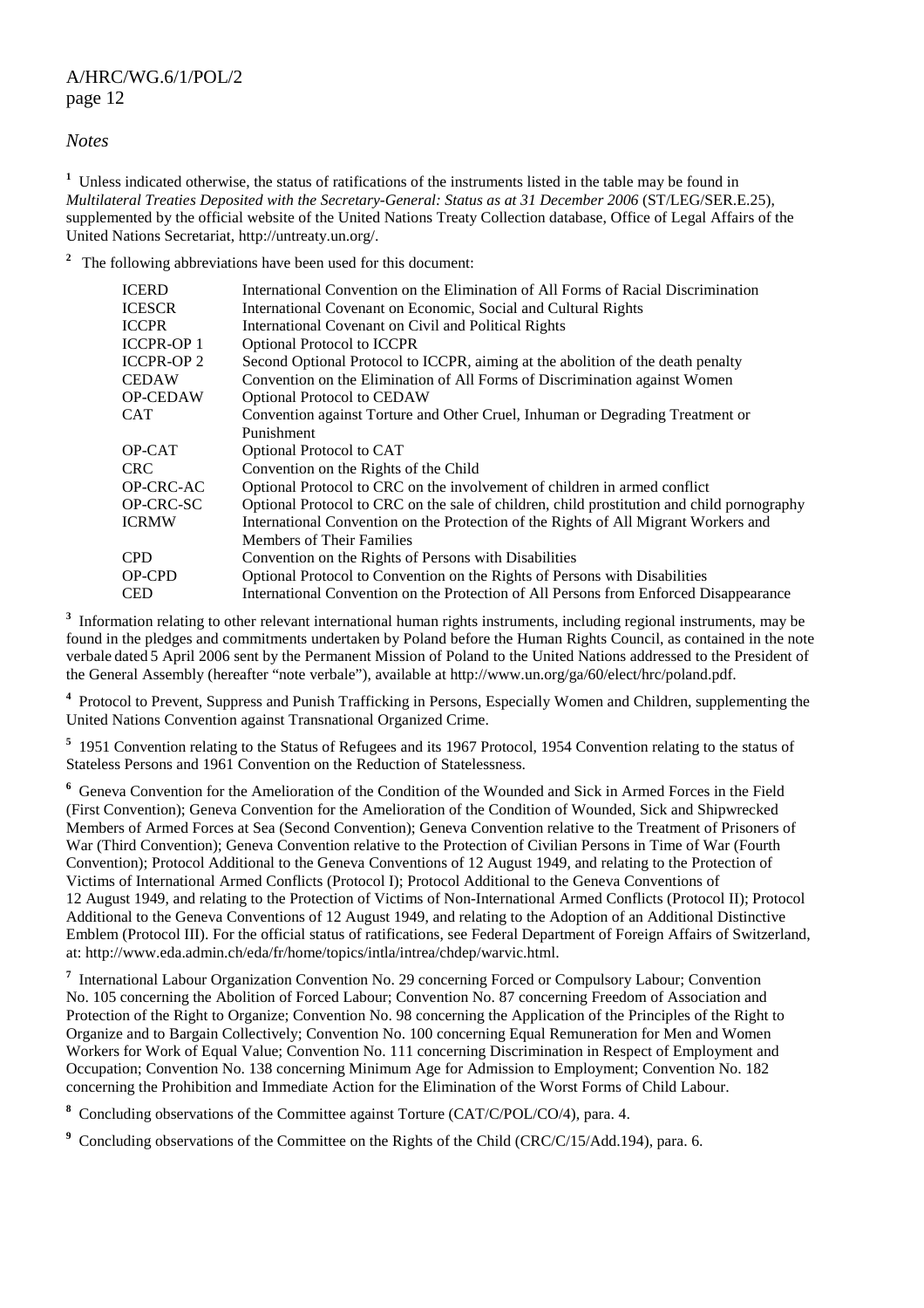*Notes*

[1] Unless indicated otherwise, the status of ratifications of the instruments listed in the table may be found in *Multilateral Treaties Deposited with the Secretary-General: Status as at 31 December 2006* (ST/LEG/SER.E.25), supplemented by the official website of the United Nations Treaty Collection database, Office of Legal Affairs of the United Nations Secretariat, http://untreaty.un.org/.

[2] The following abbreviations have been used for this document:

| | |
|---|---|
| ICERD | International Convention on the Elimination of All Forms of Racial Discrimination |
| ICESCR | International Covenant on Economic, Social and Cultural Rights |
| ICCPR | International Covenant on Civil and Political Rights |
| ICCPR-OP 1 | Optional Protocol to ICCPR |
| ICCPR-OP 2 | Second Optional Protocol to ICCPR, aiming at the abolition of the death penalty |
| CEDAW | Convention on the Elimination of All Forms of Discrimination against Women |
| OP-CEDAW | Optional Protocol to CEDAW |
| CAT | Convention against Torture and Other Cruel, Inhuman or Degrading Treatment or Punishment |
| OP-CAT | Optional Protocol to CAT |
| CRC | Convention on the Rights of the Child |
| OP-CRC-AC | Optional Protocol to CRC on the involvement of children in armed conflict |
| OP-CRC-SC | Optional Protocol to CRC on the sale of children, child prostitution and child pornography |
| ICRMW | International Convention on the Protection of the Rights of All Migrant Workers and Members of Their Families |
| CPD | Convention on the Rights of Persons with Disabilities |
| OP-CPD | Optional Protocol to Convention on the Rights of Persons with Disabilities |
| CED | International Convention on the Protection of All Persons from Enforced Disappearance |

[3] Information relating to other relevant international human rights instruments, including regional instruments, may be found in the pledges and commitments undertaken by Poland before the Human Rights Council, as contained in the note verbale dated 5 April 2006 sent by the Permanent Mission of Poland to the United Nations addressed to the President of the General Assembly (hereafter "note verbale"), available at http://www.un.org/ga/60/elect/hrc/poland.pdf.

[4] Protocol to Prevent, Suppress and Punish Trafficking in Persons, Especially Women and Children, supplementing the United Nations Convention against Transnational Organized Crime.

[5] 1951 Convention relating to the Status of Refugees and its 1967 Protocol, 1954 Convention relating to the status of Stateless Persons and 1961 Convention on the Reduction of Statelessness.

[6] Geneva Convention for the Amelioration of the Condition of the Wounded and Sick in Armed Forces in the Field (First Convention); Geneva Convention for the Amelioration of the Condition of Wounded, Sick and Shipwrecked Members of Armed Forces at Sea (Second Convention); Geneva Convention relative to the Treatment of Prisoners of War (Third Convention); Geneva Convention relative to the Protection of Civilian Persons in Time of War (Fourth Convention); Protocol Additional to the Geneva Conventions of 12 August 1949, and relating to the Protection of Victims of International Armed Conflicts (Protocol I); Protocol Additional to the Geneva Conventions of 12 August 1949, and relating to the Protection of Victims of Non-International Armed Conflicts (Protocol II); Protocol Additional to the Geneva Conventions of 12 August 1949, and relating to the Adoption of an Additional Distinctive Emblem (Protocol III). For the official status of ratifications, see Federal Department of Foreign Affairs of Switzerland, at: http://www.eda.admin.ch/eda/fr/home/topics/intla/intrea/chdep/warvic.html.

[7] International Labour Organization Convention No. 29 concerning Forced or Compulsory Labour; Convention No. 105 concerning the Abolition of Forced Labour; Convention No. 87 concerning Freedom of Association and Protection of the Right to Organize; Convention No. 98 concerning the Application of the Principles of the Right to Organize and to Bargain Collectively; Convention No. 100 concerning Equal Remuneration for Men and Women Workers for Work of Equal Value; Convention No. 111 concerning Discrimination in Respect of Employment and Occupation; Convention No. 138 concerning Minimum Age for Admission to Employment; Convention No. 182 concerning the Prohibition and Immediate Action for the Elimination of the Worst Forms of Child Labour.

[8] Concluding observations of the Committee against Torture (CAT/C/POL/CO/4), para. 4.

[9] Concluding observations of the Committee on the Rights of the Child (CRC/C/15/Add.194), para. 6.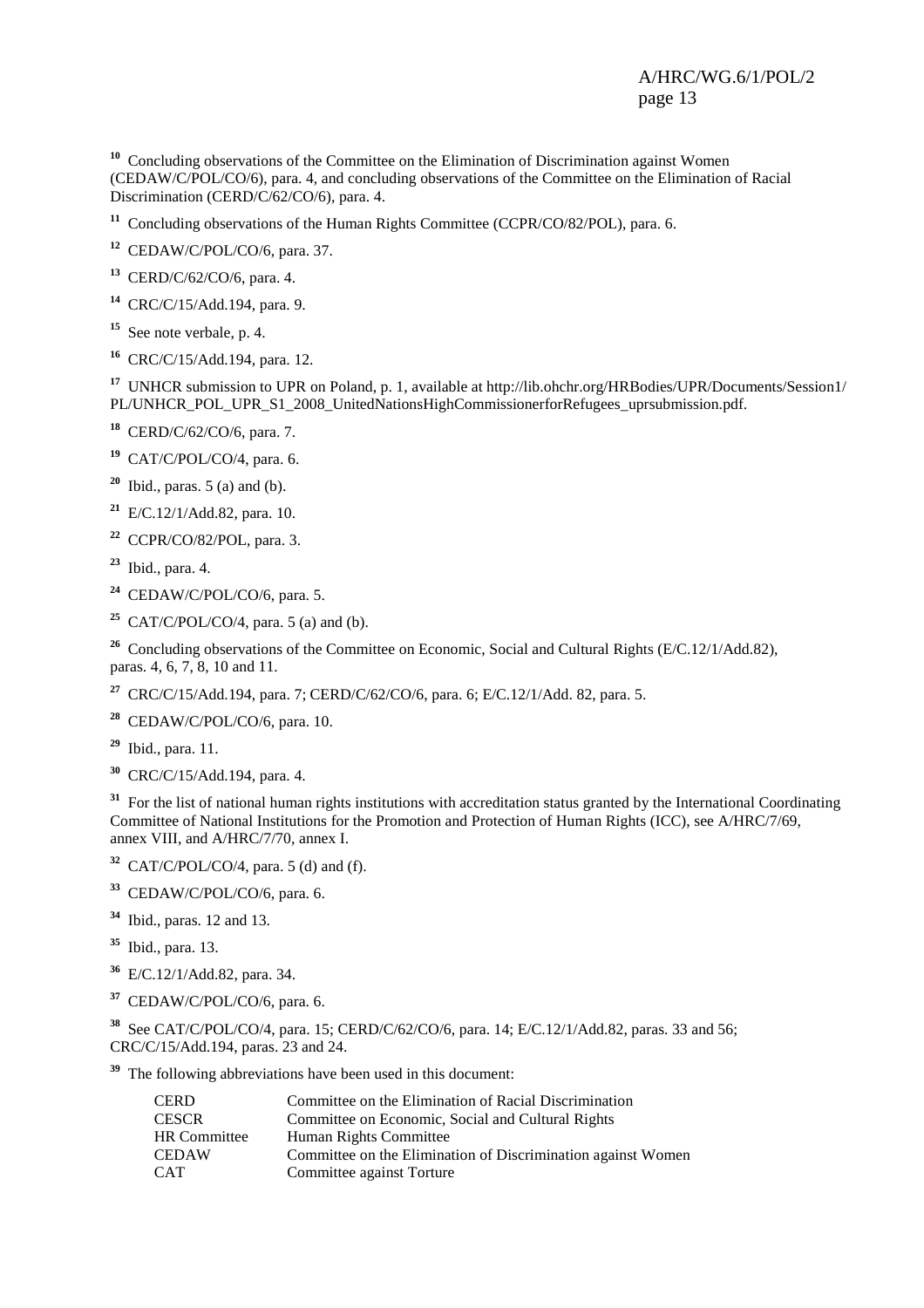[10] Concluding observations of the Committee on the Elimination of Discrimination against Women (CEDAW/C/POL/CO/6), para. 4, and concluding observations of the Committee on the Elimination of Racial Discrimination (CERD/C/62/CO/6), para. 4.

[11] Concluding observations of the Human Rights Committee (CCPR/CO/82/POL), para. 6.

[12] CEDAW/C/POL/CO/6, para. 37.

[13] CERD/C/62/CO/6, para. 4.

[14] CRC/C/15/Add.194, para. 9.

[15] See note verbale, p. 4.

[16] CRC/C/15/Add.194, para. 12.

[17] UNHCR submission to UPR on Poland, p. 1, available at http://lib.ohchr.org/HRBodies/UPR/Documents/Session1/PL/UNHCR_POL_UPR_S1_2008_UnitedNationsHighCommissionerforRefugees_uprsubmission.pdf.

[18] CERD/C/62/CO/6, para. 7.

[19] CAT/C/POL/CO/4, para. 6.

[20] Ibid., paras. 5 (a) and (b).

[21] E/C.12/1/Add.82, para. 10.

[22] CCPR/CO/82/POL, para. 3.

[23] Ibid., para. 4.

[24] CEDAW/C/POL/CO/6, para. 5.

[25] CAT/C/POL/CO/4, para. 5 (a) and (b).

[26] Concluding observations of the Committee on Economic, Social and Cultural Rights (E/C.12/1/Add.82), paras. 4, 6, 7, 8, 10 and 11.

[27] CRC/C/15/Add.194, para. 7; CERD/C/62/CO/6, para. 6; E/C.12/1/Add. 82, para. 5.

[28] CEDAW/C/POL/CO/6, para. 10.

[29] Ibid., para. 11.

[30] CRC/C/15/Add.194, para. 4.

[31] For the list of national human rights institutions with accreditation status granted by the International Coordinating Committee of National Institutions for the Promotion and Protection of Human Rights (ICC), see A/HRC/7/69, annex VIII, and A/HRC/7/70, annex I.

[32] CAT/C/POL/CO/4, para. 5 (d) and (f).

[33] CEDAW/C/POL/CO/6, para. 6.

[34] Ibid., paras. 12 and 13.

[35] Ibid., para. 13.

[36] E/C.12/1/Add.82, para. 34.

[37] CEDAW/C/POL/CO/6, para. 6.

[38] See CAT/C/POL/CO/4, para. 15; CERD/C/62/CO/6, para. 14; E/C.12/1/Add.82, paras. 33 and 56; CRC/C/15/Add.194, paras. 23 and 24.

[39] The following abbreviations have been used in this document:

| | |
|---|---|
| CERD | Committee on the Elimination of Racial Discrimination |
| CESCR | Committee on Economic, Social and Cultural Rights |
| HR Committee | Human Rights Committee |
| CEDAW | Committee on the Elimination of Discrimination against Women |
| CAT | Committee against Torture |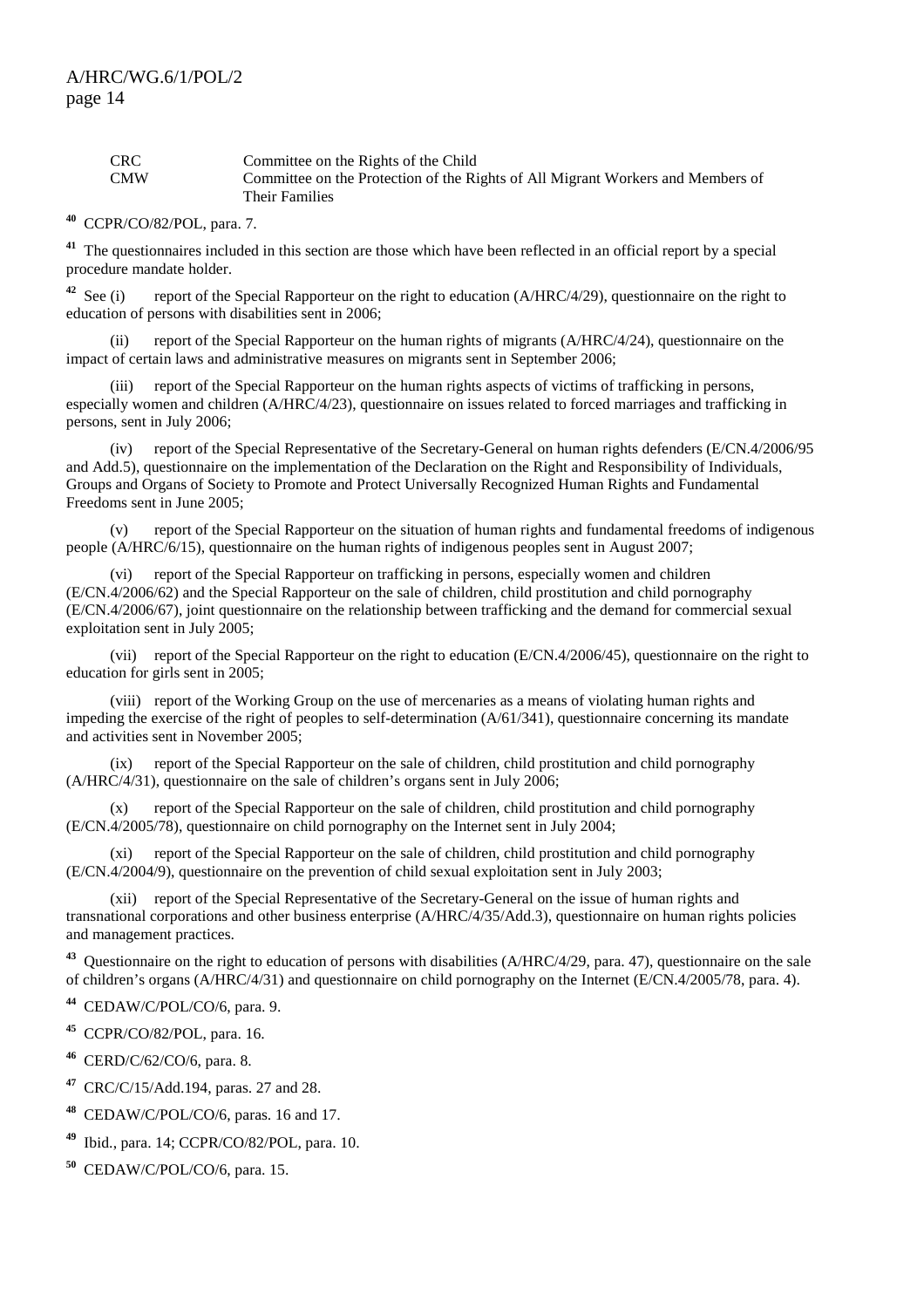| | |
|---|---|
| CRC | Committee on the Rights of the Child |
| CMW | Committee on the Protection of the Rights of All Migrant Workers and Members of Their Families |

[40] CCPR/CO/82/POL, para. 7.

[41] The questionnaires included in this section are those which have been reflected in an official report by a special procedure mandate holder.

[42] See (i) report of the Special Rapporteur on the right to education (A/HRC/4/29), questionnaire on the right to education of persons with disabilities sent in 2006;

(ii) report of the Special Rapporteur on the human rights of migrants (A/HRC/4/24), questionnaire on the impact of certain laws and administrative measures on migrants sent in September 2006;

(iii) report of the Special Rapporteur on the human rights aspects of victims of trafficking in persons, especially women and children (A/HRC/4/23), questionnaire on issues related to forced marriages and trafficking in persons, sent in July 2006;

(iv) report of the Special Representative of the Secretary-General on human rights defenders (E/CN.4/2006/95 and Add.5), questionnaire on the implementation of the Declaration on the Right and Responsibility of Individuals, Groups and Organs of Society to Promote and Protect Universally Recognized Human Rights and Fundamental Freedoms sent in June 2005;

(v) report of the Special Rapporteur on the situation of human rights and fundamental freedoms of indigenous people (A/HRC/6/15), questionnaire on the human rights of indigenous peoples sent in August 2007;

(vi) report of the Special Rapporteur on trafficking in persons, especially women and children (E/CN.4/2006/62) and the Special Rapporteur on the sale of children, child prostitution and child pornography (E/CN.4/2006/67), joint questionnaire on the relationship between trafficking and the demand for commercial sexual exploitation sent in July 2005;

(vii) report of the Special Rapporteur on the right to education (E/CN.4/2006/45), questionnaire on the right to education for girls sent in 2005;

(viii) report of the Working Group on the use of mercenaries as a means of violating human rights and impeding the exercise of the right of peoples to self-determination (A/61/341), questionnaire concerning its mandate and activities sent in November 2005;

(ix) report of the Special Rapporteur on the sale of children, child prostitution and child pornography (A/HRC/4/31), questionnaire on the sale of children's organs sent in July 2006;

(x) report of the Special Rapporteur on the sale of children, child prostitution and child pornography (E/CN.4/2005/78), questionnaire on child pornography on the Internet sent in July 2004;

(xi) report of the Special Rapporteur on the sale of children, child prostitution and child pornography (E/CN.4/2004/9), questionnaire on the prevention of child sexual exploitation sent in July 2003;

(xii) report of the Special Representative of the Secretary-General on the issue of human rights and transnational corporations and other business enterprise (A/HRC/4/35/Add.3), questionnaire on human rights policies and management practices.

[43] Questionnaire on the right to education of persons with disabilities (A/HRC/4/29, para. 47), questionnaire on the sale of children's organs (A/HRC/4/31) and questionnaire on child pornography on the Internet (E/CN.4/2005/78, para. 4).

[44] CEDAW/C/POL/CO/6, para. 9.

[45] CCPR/CO/82/POL, para. 16.

[46] CERD/C/62/CO/6, para. 8.

[47] CRC/C/15/Add.194, paras. 27 and 28.

[48] CEDAW/C/POL/CO/6, paras. 16 and 17.

[49] Ibid., para. 14; CCPR/CO/82/POL, para. 10.

[50] CEDAW/C/POL/CO/6, para. 15.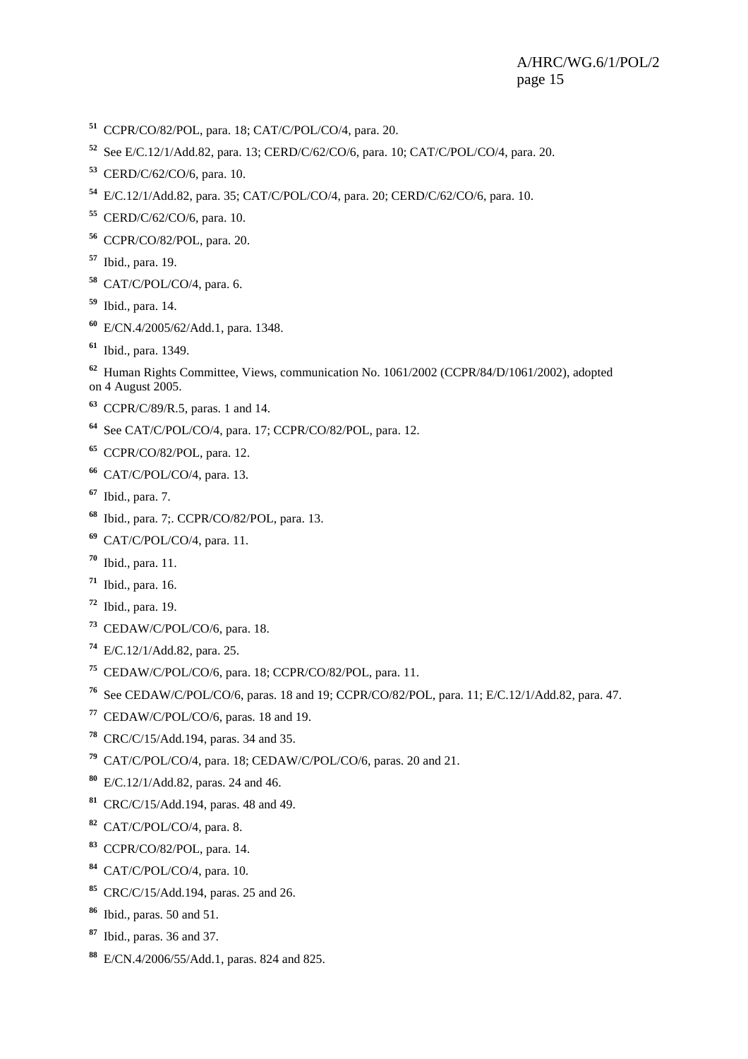[51] CCPR/CO/82/POL, para. 18; CAT/C/POL/CO/4, para. 20.

[52] See E/C.12/1/Add.82, para. 13; CERD/C/62/CO/6, para. 10; CAT/C/POL/CO/4, para. 20.

[53] CERD/C/62/CO/6, para. 10.

[54] E/C.12/1/Add.82, para. 35; CAT/C/POL/CO/4, para. 20; CERD/C/62/CO/6, para. 10.

[55] CERD/C/62/CO/6, para. 10.

[56] CCPR/CO/82/POL, para. 20.

[57] Ibid., para. 19.

[58] CAT/C/POL/CO/4, para. 6.

[59] Ibid., para. 14.

[60] E/CN.4/2005/62/Add.1, para. 1348.

[61] Ibid., para. 1349.

[62] Human Rights Committee, Views, communication No. 1061/2002 (CCPR/84/D/1061/2002), adopted on 4 August 2005.

[63] CCPR/C/89/R.5, paras. 1 and 14.

[64] See CAT/C/POL/CO/4, para. 17; CCPR/CO/82/POL, para. 12.

[65] CCPR/CO/82/POL, para. 12.

[66] CAT/C/POL/CO/4, para. 13.

[67] Ibid., para. 7.

[68] Ibid., para. 7;. CCPR/CO/82/POL, para. 13.

[69] CAT/C/POL/CO/4, para. 11.

[70] Ibid., para. 11.

[71] Ibid., para. 16.

[72] Ibid., para. 19.

[73] CEDAW/C/POL/CO/6, para. 18.

[74] E/C.12/1/Add.82, para. 25.

[75] CEDAW/C/POL/CO/6, para. 18; CCPR/CO/82/POL, para. 11.

[76] See CEDAW/C/POL/CO/6, paras. 18 and 19; CCPR/CO/82/POL, para. 11; E/C.12/1/Add.82, para. 47.

[77] CEDAW/C/POL/CO/6, paras. 18 and 19.

[78] CRC/C/15/Add.194, paras. 34 and 35.

[79] CAT/C/POL/CO/4, para. 18; CEDAW/C/POL/CO/6, paras. 20 and 21.

[80] E/C.12/1/Add.82, paras. 24 and 46.

[81] CRC/C/15/Add.194, paras. 48 and 49.

[82] CAT/C/POL/CO/4, para. 8.

[83] CCPR/CO/82/POL, para. 14.

[84] CAT/C/POL/CO/4, para. 10.

[85] CRC/C/15/Add.194, paras. 25 and 26.

[86] Ibid., paras. 50 and 51.

[87] Ibid., paras. 36 and 37.

[88] E/CN.4/2006/55/Add.1, paras. 824 and 825.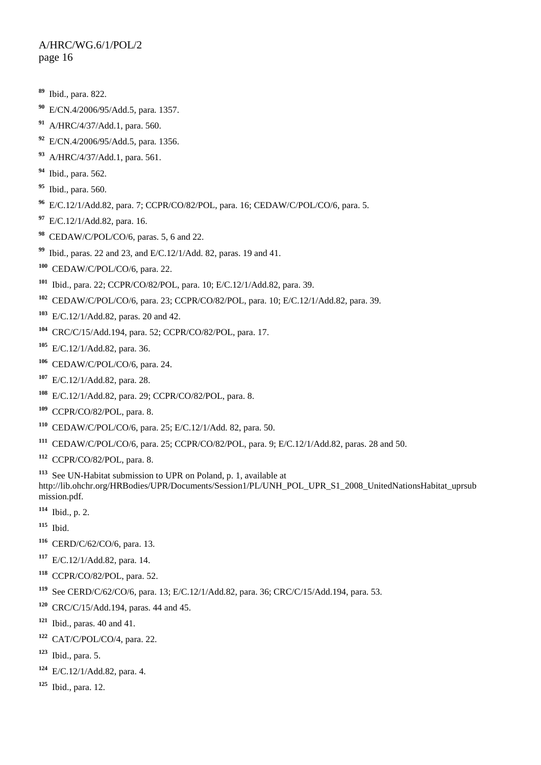[89] Ibid., para. 822.

[90] E/CN.4/2006/95/Add.5, para. 1357.

[91] A/HRC/4/37/Add.1, para. 560.

[92] E/CN.4/2006/95/Add.5, para. 1356.

[93] A/HRC/4/37/Add.1, para. 561.

[94] Ibid., para. 562.

[95] Ibid., para. 560.

[96] E/C.12/1/Add.82, para. 7; CCPR/CO/82/POL, para. 16; CEDAW/C/POL/CO/6, para. 5.

[97] E/C.12/1/Add.82, para. 16.

[98] CEDAW/C/POL/CO/6, paras. 5, 6 and 22.

[99] Ibid., paras. 22 and 23, and E/C.12/1/Add. 82, paras. 19 and 41.

[100] CEDAW/C/POL/CO/6, para. 22.

[101] Ibid., para. 22; CCPR/CO/82/POL, para. 10; E/C.12/1/Add.82, para. 39.

[102] CEDAW/C/POL/CO/6, para. 23; CCPR/CO/82/POL, para. 10; E/C.12/1/Add.82, para. 39.

[103] E/C.12/1/Add.82, paras. 20 and 42.

[104] CRC/C/15/Add.194, para. 52; CCPR/CO/82/POL, para. 17.

[105] E/C.12/1/Add.82, para. 36.

[106] CEDAW/C/POL/CO/6, para. 24.

[107] E/C.12/1/Add.82, para. 28.

[108] E/C.12/1/Add.82, para. 29; CCPR/CO/82/POL, para. 8.

[109] CCPR/CO/82/POL, para. 8.

[110] CEDAW/C/POL/CO/6, para. 25; E/C.12/1/Add. 82, para. 50.

[111] CEDAW/C/POL/CO/6, para. 25; CCPR/CO/82/POL, para. 9; E/C.12/1/Add.82, paras. 28 and 50.

[112] CCPR/CO/82/POL, para. 8.

[113] See UN-Habitat submission to UPR on Poland, p. 1, available at http://lib.ohchr.org/HRBodies/UPR/Documents/Session1/PL/UNH_POL_UPR_S1_2008_UnitedNationsHabitat_uprsubmission.pdf.

[114] Ibid., p. 2.

[115] Ibid.

[116] CERD/C/62/CO/6, para. 13.

[117] E/C.12/1/Add.82, para. 14.

[118] CCPR/CO/82/POL, para. 52.

[119] See CERD/C/62/CO/6, para. 13; E/C.12/1/Add.82, para. 36; CRC/C/15/Add.194, para. 53.

[120] CRC/C/15/Add.194, paras. 44 and 45.

[121] Ibid., paras. 40 and 41.

[122] CAT/C/POL/CO/4, para. 22.

[123] Ibid., para. 5.

[124] E/C.12/1/Add.82, para. 4.

[125] Ibid., para. 12.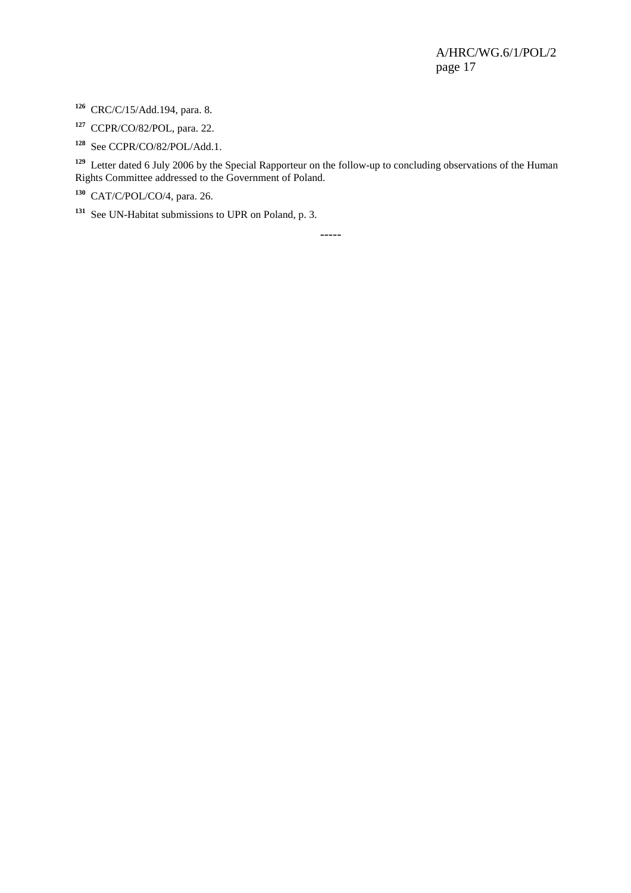[126] CRC/C/15/Add.194, para. 8.

[127] CCPR/CO/82/POL, para. 22.

[128] See CCPR/CO/82/POL/Add.1.

[129] Letter dated 6 July 2006 by the Special Rapporteur on the follow-up to concluding observations of the Human Rights Committee addressed to the Government of Poland.

[130] CAT/C/POL/CO/4, para. 26.

[131] See UN-Habitat submissions to UPR on Poland, p. 3.

-----